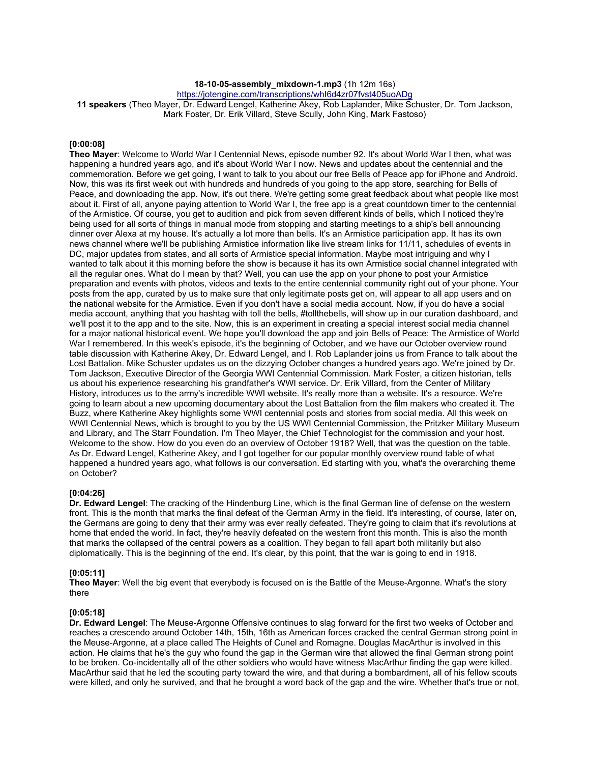**18-10-05-assembly_mixdown-1.mp3** (1h 12m 16s)

https://jotengine.com/transcriptions/whI6d4zr07fvst405uoADg

**11 speakers** (Theo Mayer, Dr. Edward Lengel, Katherine Akey, Rob Laplander, Mike Schuster, Dr. Tom Jackson, Mark Foster, Dr. Erik Villard, Steve Scully, John King, Mark Fastoso)

**[0:00:08]**

**Theo Mayer**: Welcome to World War I Centennial News, episode number 92. It's about World War I then, what was happening a hundred years ago, and it's about World War I now. News and updates about the centennial and the commemoration. Before we get going, I want to talk to you about our free Bells of Peace app for iPhone and Android. Now, this was its first week out with hundreds and hundreds of you going to the app store, searching for Bells of Peace, and downloading the app. Now, it's out there. We're getting some great feedback about what people like most about it. First of all, anyone paying attention to World War I, the free app is a great countdown timer to the centennial of the Armistice. Of course, you get to audition and pick from seven different kinds of bells, which I noticed they're being used for all sorts of things in manual mode from stopping and starting meetings to a ship's bell announcing dinner over Alexa at my house. It's actually a lot more than bells. It's an Armistice participation app. It has its own news channel where we'll be publishing Armistice information like live stream links for 11/11, schedules of events in DC, major updates from states, and all sorts of Armistice special information. Maybe most intriguing and why I wanted to talk about it this morning before the show is because it has its own Armistice social channel integrated with all the regular ones. What do I mean by that? Well, you can use the app on your phone to post your Armistice preparation and events with photos, videos and texts to the entire centennial community right out of your phone. Your posts from the app, curated by us to make sure that only legitimate posts get on, will appear to all app users and on the national website for the Armistice. Even if you don't have a social media account. Now, if you do have a social media account, anything that you hashtag with toll the bells, #tollthebells, will show up in our curation dashboard, and we'll post it to the app and to the site. Now, this is an experiment in creating a special interest social media channel for a major national historical event. We hope you'll download the app and join Bells of Peace: The Armistice of World War I remembered. In this week's episode, it's the beginning of October, and we have our October overview round table discussion with Katherine Akey, Dr. Edward Lengel, and I. Rob Laplander joins us from France to talk about the Lost Battalion. Mike Schuster updates us on the dizzying October changes a hundred years ago. We're joined by Dr. Tom Jackson, Executive Director of the Georgia WWI Centennial Commission. Mark Foster, a citizen historian, tells us about his experience researching his grandfather's WWI service. Dr. Erik Villard, from the Center of Military History, introduces us to the army's incredible WWI website. It's really more than a website. It's a resource. We're going to learn about a new upcoming documentary about the Lost Battalion from the film makers who created it. The Buzz, where Katherine Akey highlights some WWI centennial posts and stories from social media. All this week on WWI Centennial News, which is brought to you by the US WWI Centennial Commission, the Pritzker Military Museum and Library, and The Starr Foundation. I'm Theo Mayer, the Chief Technologist for the commission and your host. Welcome to the show. How do you even do an overview of October 1918? Well, that was the question on the table. As Dr. Edward Lengel, Katherine Akey, and I got together for our popular monthly overview round table of what happened a hundred years ago, what follows is our conversation. Ed starting with you, what's the overarching theme on October?

**[0:04:26]**

**Dr. Edward Lengel**: The cracking of the Hindenburg Line, which is the final German line of defense on the western front. This is the month that marks the final defeat of the German Army in the field. It's interesting, of course, later on, the Germans are going to deny that their army was ever really defeated. They're going to claim that it's revolutions at home that ended the world. In fact, they're heavily defeated on the western front this month. This is also the month that marks the collapsed of the central powers as a coalition. They began to fall apart both militarily but also diplomatically. This is the beginning of the end. It's clear, by this point, that the war is going to end in 1918.

**[0:05:11]**

**Theo Mayer**: Well the big event that everybody is focused on is the Battle of the Meuse-Argonne. What's the story there

**[0:05:18]**

**Dr. Edward Lengel**: The Meuse-Argonne Offensive continues to slag forward for the first two weeks of October and reaches a crescendo around October 14th, 15th, 16th as American forces cracked the central German strong point in the Meuse-Argonne, at a place called The Heights of Cunel and Romagne. Douglas MacArthur is involved in this action. He claims that he's the guy who found the gap in the German wire that allowed the final German strong point to be broken. Co-incidentally all of the other soldiers who would have witness MacArthur finding the gap were killed. MacArthur said that he led the scouting party toward the wire, and that during a bombardment, all of his fellow scouts were killed, and only he survived, and that he brought a word back of the gap and the wire. Whether that's true or not,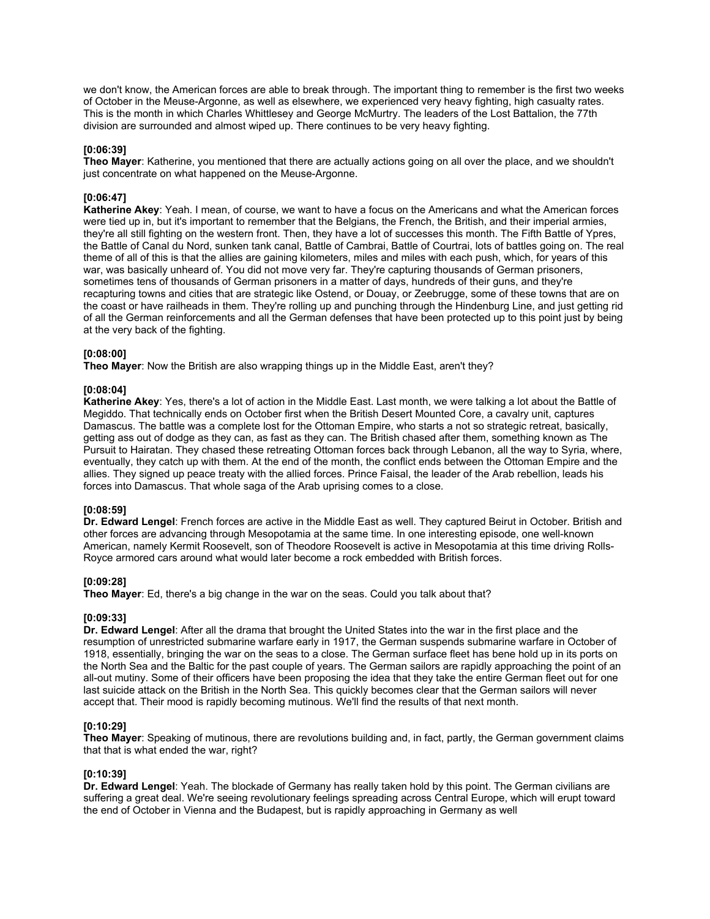we don't know, the American forces are able to break through. The important thing to remember is the first two weeks of October in the Meuse-Argonne, as well as elsewhere, we experienced very heavy fighting, high casualty rates. This is the month in which Charles Whittlesey and George McMurtry. The leaders of the Lost Battalion, the 77th division are surrounded and almost wiped up. There continues to be very heavy fighting.

**[0:06:39]**
**Theo Mayer**: Katherine, you mentioned that there are actually actions going on all over the place, and we shouldn't just concentrate on what happened on the Meuse-Argonne.

**[0:06:47]**
**Katherine Akey**: Yeah. I mean, of course, we want to have a focus on the Americans and what the American forces were tied up in, but it's important to remember that the Belgians, the French, the British, and their imperial armies, they're all still fighting on the western front. Then, they have a lot of successes this month. The Fifth Battle of Ypres, the Battle of Canal du Nord, sunken tank canal, Battle of Cambrai, Battle of Courtrai, lots of battles going on. The real theme of all of this is that the allies are gaining kilometers, miles and miles with each push, which, for years of this war, was basically unheard of. You did not move very far. They're capturing thousands of German prisoners, sometimes tens of thousands of German prisoners in a matter of days, hundreds of their guns, and they're recapturing towns and cities that are strategic like Ostend, or Douay, or Zeebrugge, some of these towns that are on the coast or have railheads in them. They're rolling up and punching through the Hindenburg Line, and just getting rid of all the German reinforcements and all the German defenses that have been protected up to this point just by being at the very back of the fighting.

**[0:08:00]**
**Theo Mayer**: Now the British are also wrapping things up in the Middle East, aren't they?

**[0:08:04]**
**Katherine Akey**: Yes, there's a lot of action in the Middle East. Last month, we were talking a lot about the Battle of Megiddo. That technically ends on October first when the British Desert Mounted Core, a cavalry unit, captures Damascus. The battle was a complete lost for the Ottoman Empire, who starts a not so strategic retreat, basically, getting ass out of dodge as they can, as fast as they can. The British chased after them, something known as The Pursuit to Hairatan. They chased these retreating Ottoman forces back through Lebanon, all the way to Syria, where, eventually, they catch up with them. At the end of the month, the conflict ends between the Ottoman Empire and the allies. They signed up peace treaty with the allied forces. Prince Faisal, the leader of the Arab rebellion, leads his forces into Damascus. That whole saga of the Arab uprising comes to a close.

**[0:08:59]**
**Dr. Edward Lengel**: French forces are active in the Middle East as well. They captured Beirut in October. British and other forces are advancing through Mesopotamia at the same time. In one interesting episode, one well-known American, namely Kermit Roosevelt, son of Theodore Roosevelt is active in Mesopotamia at this time driving Rolls-Royce armored cars around what would later become a rock embedded with British forces.

**[0:09:28]**
**Theo Mayer**: Ed, there's a big change in the war on the seas. Could you talk about that?

**[0:09:33]**
**Dr. Edward Lengel**: After all the drama that brought the United States into the war in the first place and the resumption of unrestricted submarine warfare early in 1917, the German suspends submarine warfare in October of 1918, essentially, bringing the war on the seas to a close. The German surface fleet has bene hold up in its ports on the North Sea and the Baltic for the past couple of years. The German sailors are rapidly approaching the point of an all-out mutiny. Some of their officers have been proposing the idea that they take the entire German fleet out for one last suicide attack on the British in the North Sea. This quickly becomes clear that the German sailors will never accept that. Their mood is rapidly becoming mutinous. We'll find the results of that next month.

**[0:10:29]**
**Theo Mayer**: Speaking of mutinous, there are revolutions building and, in fact, partly, the German government claims that that is what ended the war, right?

**[0:10:39]**
**Dr. Edward Lengel**: Yeah. The blockade of Germany has really taken hold by this point. The German civilians are suffering a great deal. We're seeing revolutionary feelings spreading across Central Europe, which will erupt toward the end of October in Vienna and the Budapest, but is rapidly approaching in Germany as well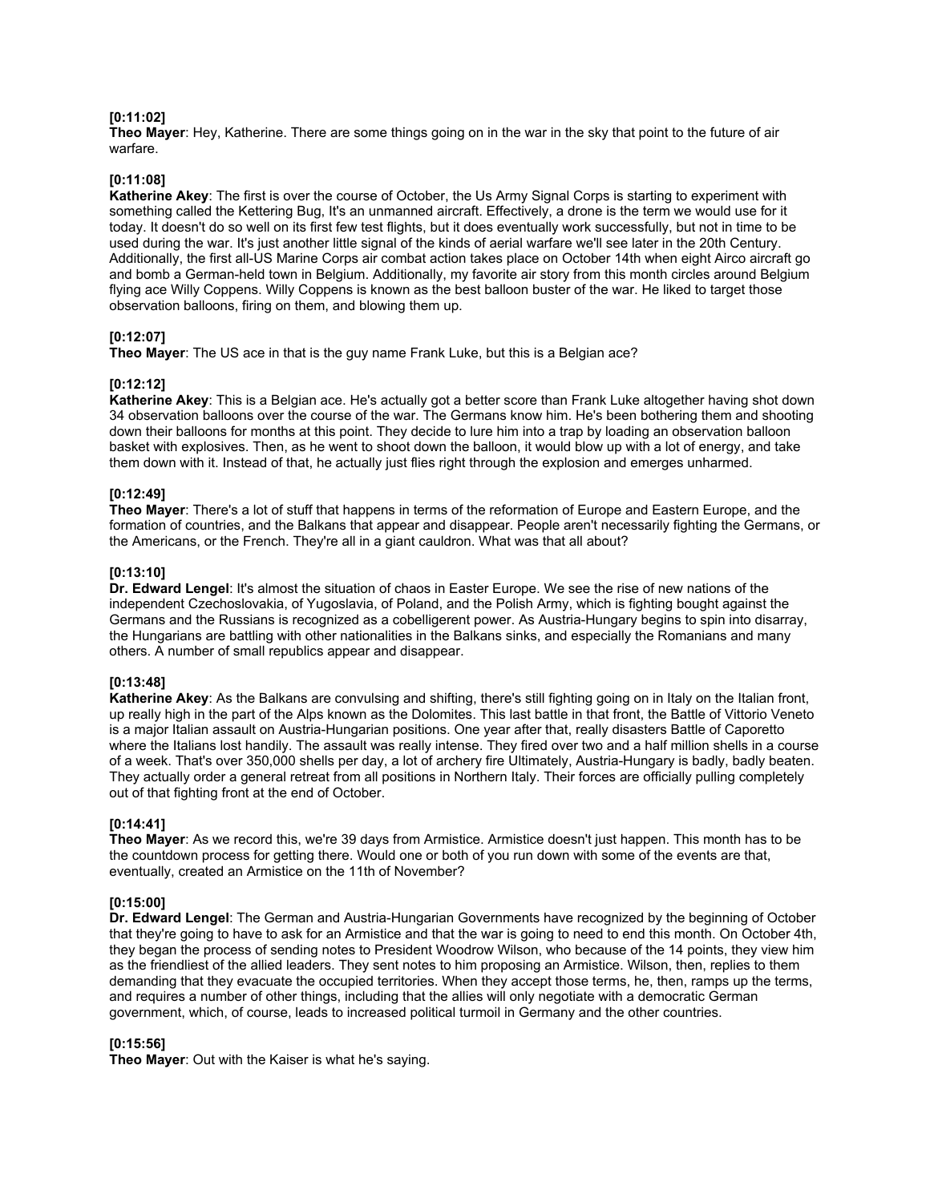**[0:11:02]**
**Theo Mayer**: Hey, Katherine. There are some things going on in the war in the sky that point to the future of air warfare.

**[0:11:08]**
**Katherine Akey**: The first is over the course of October, the Us Army Signal Corps is starting to experiment with something called the Kettering Bug, It's an unmanned aircraft. Effectively, a drone is the term we would use for it today. It doesn't do so well on its first few test flights, but it does eventually work successfully, but not in time to be used during the war. It's just another little signal of the kinds of aerial warfare we'll see later in the 20th Century. Additionally, the first all-US Marine Corps air combat action takes place on October 14th when eight Airco aircraft go and bomb a German-held town in Belgium. Additionally, my favorite air story from this month circles around Belgium flying ace Willy Coppens. Willy Coppens is known as the best balloon buster of the war. He liked to target those observation balloons, firing on them, and blowing them up.

**[0:12:07]**
**Theo Mayer**: The US ace in that is the guy name Frank Luke, but this is a Belgian ace?

**[0:12:12]**
**Katherine Akey**: This is a Belgian ace. He's actually got a better score than Frank Luke altogether having shot down 34 observation balloons over the course of the war. The Germans know him. He's been bothering them and shooting down their balloons for months at this point. They decide to lure him into a trap by loading an observation balloon basket with explosives. Then, as he went to shoot down the balloon, it would blow up with a lot of energy, and take them down with it. Instead of that, he actually just flies right through the explosion and emerges unharmed.

**[0:12:49]**
**Theo Mayer**: There's a lot of stuff that happens in terms of the reformation of Europe and Eastern Europe, and the formation of countries, and the Balkans that appear and disappear. People aren't necessarily fighting the Germans, or the Americans, or the French. They're all in a giant cauldron. What was that all about?

**[0:13:10]**
**Dr. Edward Lengel**: It's almost the situation of chaos in Easter Europe. We see the rise of new nations of the independent Czechoslovakia, of Yugoslavia, of Poland, and the Polish Army, which is fighting bought against the Germans and the Russians is recognized as a cobelligerent power. As Austria-Hungary begins to spin into disarray, the Hungarians are battling with other nationalities in the Balkans sinks, and especially the Romanians and many others. A number of small republics appear and disappear.

**[0:13:48]**
**Katherine Akey**: As the Balkans are convulsing and shifting, there's still fighting going on in Italy on the Italian front, up really high in the part of the Alps known as the Dolomites. This last battle in that front, the Battle of Vittorio Veneto is a major Italian assault on Austria-Hungarian positions. One year after that, really disasters Battle of Caporetto where the Italians lost handily. The assault was really intense. They fired over two and a half million shells in a course of a week. That's over 350,000 shells per day, a lot of archery fire Ultimately, Austria-Hungary is badly, badly beaten. They actually order a general retreat from all positions in Northern Italy. Their forces are officially pulling completely out of that fighting front at the end of October.

**[0:14:41]**
**Theo Mayer**: As we record this, we're 39 days from Armistice. Armistice doesn't just happen. This month has to be the countdown process for getting there. Would one or both of you run down with some of the events are that, eventually, created an Armistice on the 11th of November?

**[0:15:00]**
**Dr. Edward Lengel**: The German and Austria-Hungarian Governments have recognized by the beginning of October that they're going to have to ask for an Armistice and that the war is going to need to end this month. On October 4th, they began the process of sending notes to President Woodrow Wilson, who because of the 14 points, they view him as the friendliest of the allied leaders. They sent notes to him proposing an Armistice. Wilson, then, replies to them demanding that they evacuate the occupied territories. When they accept those terms, he, then, ramps up the terms, and requires a number of other things, including that the allies will only negotiate with a democratic German government, which, of course, leads to increased political turmoil in Germany and the other countries.

**[0:15:56]**
**Theo Mayer**: Out with the Kaiser is what he's saying.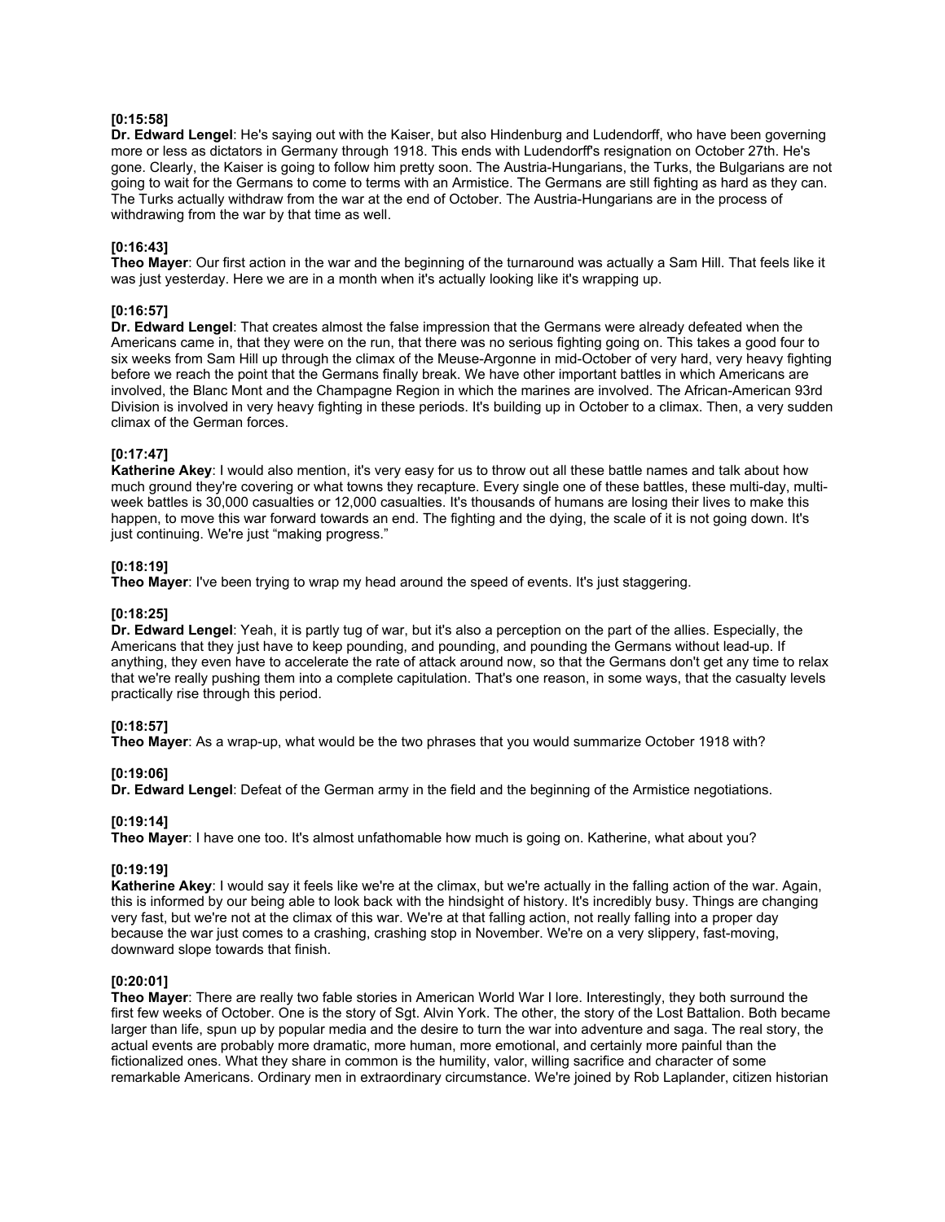**[0:15:58]**
**Dr. Edward Lengel**: He's saying out with the Kaiser, but also Hindenburg and Ludendorff, who have been governing more or less as dictators in Germany through 1918. This ends with Ludendorff's resignation on October 27th. He's gone. Clearly, the Kaiser is going to follow him pretty soon. The Austria-Hungarians, the Turks, the Bulgarians are not going to wait for the Germans to come to terms with an Armistice. The Germans are still fighting as hard as they can. The Turks actually withdraw from the war at the end of October. The Austria-Hungarians are in the process of withdrawing from the war by that time as well.

**[0:16:43]**
**Theo Mayer**: Our first action in the war and the beginning of the turnaround was actually a Sam Hill. That feels like it was just yesterday. Here we are in a month when it's actually looking like it's wrapping up.

**[0:16:57]**
**Dr. Edward Lengel**: That creates almost the false impression that the Germans were already defeated when the Americans came in, that they were on the run, that there was no serious fighting going on. This takes a good four to six weeks from Sam Hill up through the climax of the Meuse-Argonne in mid-October of very hard, very heavy fighting before we reach the point that the Germans finally break. We have other important battles in which Americans are involved, the Blanc Mont and the Champagne Region in which the marines are involved. The African-American 93rd Division is involved in very heavy fighting in these periods. It's building up in October to a climax. Then, a very sudden climax of the German forces.

**[0:17:47]**
**Katherine Akey**: I would also mention, it's very easy for us to throw out all these battle names and talk about how much ground they're covering or what towns they recapture. Every single one of these battles, these multi-day, multi-week battles is 30,000 casualties or 12,000 casualties. It's thousands of humans are losing their lives to make this happen, to move this war forward towards an end. The fighting and the dying, the scale of it is not going down. It's just continuing. We're just "making progress."

**[0:18:19]**
**Theo Mayer**: I've been trying to wrap my head around the speed of events. It's just staggering.

**[0:18:25]**
**Dr. Edward Lengel**: Yeah, it is partly tug of war, but it's also a perception on the part of the allies. Especially, the Americans that they just have to keep pounding, and pounding, and pounding the Germans without lead-up. If anything, they even have to accelerate the rate of attack around now, so that the Germans don't get any time to relax that we're really pushing them into a complete capitulation. That's one reason, in some ways, that the casualty levels practically rise through this period.

**[0:18:57]**
**Theo Mayer**: As a wrap-up, what would be the two phrases that you would summarize October 1918 with?

**[0:19:06]**
**Dr. Edward Lengel**: Defeat of the German army in the field and the beginning of the Armistice negotiations.

**[0:19:14]**
**Theo Mayer**: I have one too. It's almost unfathomable how much is going on. Katherine, what about you?

**[0:19:19]**
**Katherine Akey**: I would say it feels like we're at the climax, but we're actually in the falling action of the war. Again, this is informed by our being able to look back with the hindsight of history. It's incredibly busy. Things are changing very fast, but we're not at the climax of this war. We're at that falling action, not really falling into a proper day because the war just comes to a crashing, crashing stop in November. We're on a very slippery, fast-moving, downward slope towards that finish.

**[0:20:01]**
**Theo Mayer**: There are really two fable stories in American World War I lore. Interestingly, they both surround the first few weeks of October. One is the story of Sgt. Alvin York. The other, the story of the Lost Battalion. Both became larger than life, spun up by popular media and the desire to turn the war into adventure and saga. The real story, the actual events are probably more dramatic, more human, more emotional, and certainly more painful than the fictionalized ones. What they share in common is the humility, valor, willing sacrifice and character of some remarkable Americans. Ordinary men in extraordinary circumstance. We're joined by Rob Laplander, citizen historian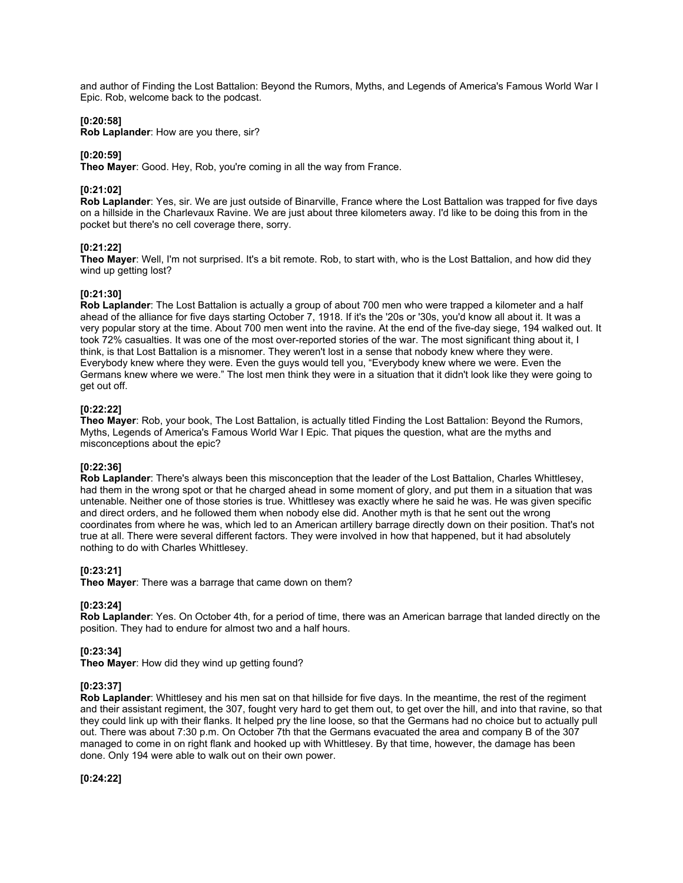and author of Finding the Lost Battalion: Beyond the Rumors, Myths, and Legends of America's Famous World War I Epic. Rob, welcome back to the podcast.

**[0:20:58]**
**Rob Laplander**: How are you there, sir?

**[0:20:59]**
**Theo Mayer**: Good. Hey, Rob, you're coming in all the way from France.

**[0:21:02]**
**Rob Laplander**: Yes, sir. We are just outside of Binarville, France where the Lost Battalion was trapped for five days on a hillside in the Charlevaux Ravine. We are just about three kilometers away. I'd like to be doing this from in the pocket but there's no cell coverage there, sorry.

**[0:21:22]**
**Theo Mayer**: Well, I'm not surprised. It's a bit remote. Rob, to start with, who is the Lost Battalion, and how did they wind up getting lost?

**[0:21:30]**
**Rob Laplander**: The Lost Battalion is actually a group of about 700 men who were trapped a kilometer and a half ahead of the alliance for five days starting October 7, 1918. If it's the '20s or '30s, you'd know all about it. It was a very popular story at the time. About 700 men went into the ravine. At the end of the five-day siege, 194 walked out. It took 72% casualties. It was one of the most over-reported stories of the war. The most significant thing about it, I think, is that Lost Battalion is a misnomer. They weren't lost in a sense that nobody knew where they were. Everybody knew where they were. Even the guys would tell you, "Everybody knew where we were. Even the Germans knew where we were." The lost men think they were in a situation that it didn't look like they were going to get out off.

**[0:22:22]**
**Theo Mayer**: Rob, your book, The Lost Battalion, is actually titled Finding the Lost Battalion: Beyond the Rumors, Myths, Legends of America's Famous World War I Epic. That piques the question, what are the myths and misconceptions about the epic?

**[0:22:36]**
**Rob Laplander**: There's always been this misconception that the leader of the Lost Battalion, Charles Whittlesey, had them in the wrong spot or that he charged ahead in some moment of glory, and put them in a situation that was untenable. Neither one of those stories is true. Whittlesey was exactly where he said he was. He was given specific and direct orders, and he followed them when nobody else did. Another myth is that he sent out the wrong coordinates from where he was, which led to an American artillery barrage directly down on their position. That's not true at all. There were several different factors. They were involved in how that happened, but it had absolutely nothing to do with Charles Whittlesey.

**[0:23:21]**
**Theo Mayer**: There was a barrage that came down on them?

**[0:23:24]**
**Rob Laplander**: Yes. On October 4th, for a period of time, there was an American barrage that landed directly on the position. They had to endure for almost two and a half hours.

**[0:23:34]**
**Theo Mayer**: How did they wind up getting found?

**[0:23:37]**
**Rob Laplander**: Whittlesey and his men sat on that hillside for five days. In the meantime, the rest of the regiment and their assistant regiment, the 307, fought very hard to get them out, to get over the hill, and into that ravine, so that they could link up with their flanks. It helped pry the line loose, so that the Germans had no choice but to actually pull out. There was about 7:30 p.m. On October 7th that the Germans evacuated the area and company B of the 307 managed to come in on right flank and hooked up with Whittlesey. By that time, however, the damage has been done. Only 194 were able to walk out on their own power.

**[0:24:22]**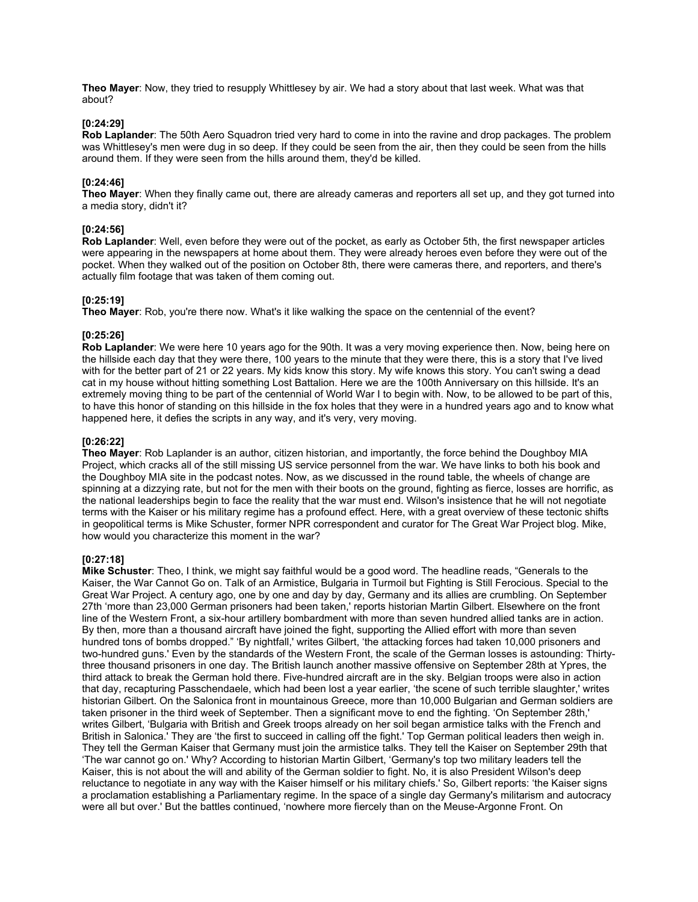**Theo Mayer**: Now, they tried to resupply Whittlesey by air. We had a story about that last week. What was that about?

**[0:24:29]**
**Rob Laplander**: The 50th Aero Squadron tried very hard to come in into the ravine and drop packages. The problem was Whittlesey's men were dug in so deep. If they could be seen from the air, then they could be seen from the hills around them. If they were seen from the hills around them, they'd be killed.

**[0:24:46]**
**Theo Mayer**: When they finally came out, there are already cameras and reporters all set up, and they got turned into a media story, didn't it?

**[0:24:56]**
**Rob Laplander**: Well, even before they were out of the pocket, as early as October 5th, the first newspaper articles were appearing in the newspapers at home about them. They were already heroes even before they were out of the pocket. When they walked out of the position on October 8th, there were cameras there, and reporters, and there's actually film footage that was taken of them coming out.

**[0:25:19]**
**Theo Mayer**: Rob, you're there now. What's it like walking the space on the centennial of the event?

**[0:25:26]**
**Rob Laplander**: We were here 10 years ago for the 90th. It was a very moving experience then. Now, being here on the hillside each day that they were there, 100 years to the minute that they were there, this is a story that I've lived with for the better part of 21 or 22 years. My kids know this story. My wife knows this story. You can't swing a dead cat in my house without hitting something Lost Battalion. Here we are the 100th Anniversary on this hillside. It's an extremely moving thing to be part of the centennial of World War I to begin with. Now, to be allowed to be part of this, to have this honor of standing on this hillside in the fox holes that they were in a hundred years ago and to know what happened here, it defies the scripts in any way, and it's very, very moving.

**[0:26:22]**
**Theo Mayer**: Rob Laplander is an author, citizen historian, and importantly, the force behind the Doughboy MIA Project, which cracks all of the still missing US service personnel from the war. We have links to both his book and the Doughboy MIA site in the podcast notes. Now, as we discussed in the round table, the wheels of change are spinning at a dizzying rate, but not for the men with their boots on the ground, fighting as fierce, losses are horrific, as the national leaderships begin to face the reality that the war must end. Wilson's insistence that he will not negotiate terms with the Kaiser or his military regime has a profound effect. Here, with a great overview of these tectonic shifts in geopolitical terms is Mike Schuster, former NPR correspondent and curator for The Great War Project blog. Mike, how would you characterize this moment in the war?

**[0:27:18]**
**Mike Schuster**: Theo, I think, we might say faithful would be a good word. The headline reads, "Generals to the Kaiser, the War Cannot Go on. Talk of an Armistice, Bulgaria in Turmoil but Fighting is Still Ferocious. Special to the Great War Project. A century ago, one by one and day by day, Germany and its allies are crumbling. On September 27th 'more than 23,000 German prisoners had been taken,' reports historian Martin Gilbert. Elsewhere on the front line of the Western Front, a six-hour artillery bombardment with more than seven hundred allied tanks are in action. By then, more than a thousand aircraft have joined the fight, supporting the Allied effort with more than seven hundred tons of bombs dropped." 'By nightfall,' writes Gilbert, 'the attacking forces had taken 10,000 prisoners and two-hundred guns.' Even by the standards of the Western Front, the scale of the German losses is astounding: Thirty-three thousand prisoners in one day. The British launch another massive offensive on September 28th at Ypres, the third attack to break the German hold there. Five-hundred aircraft are in the sky. Belgian troops were also in action that day, recapturing Passchendaele, which had been lost a year earlier, 'the scene of such terrible slaughter,' writes historian Gilbert. On the Salonica front in mountainous Greece, more than 10,000 Bulgarian and German soldiers are taken prisoner in the third week of September. Then a significant move to end the fighting. 'On September 28th,' writes Gilbert, 'Bulgaria with British and Greek troops already on her soil began armistice talks with the French and British in Salonica.' They are 'the first to succeed in calling off the fight.' Top German political leaders then weigh in. They tell the German Kaiser that Germany must join the armistice talks. They tell the Kaiser on September 29th that 'The war cannot go on.' Why? According to historian Martin Gilbert, 'Germany's top two military leaders tell the Kaiser, this is not about the will and ability of the German soldier to fight. No, it is also President Wilson's deep reluctance to negotiate in any way with the Kaiser himself or his military chiefs.' So, Gilbert reports: 'the Kaiser signs a proclamation establishing a Parliamentary regime. In the space of a single day Germany's militarism and autocracy were all but over.' But the battles continued, 'nowhere more fiercely than on the Meuse-Argonne Front. On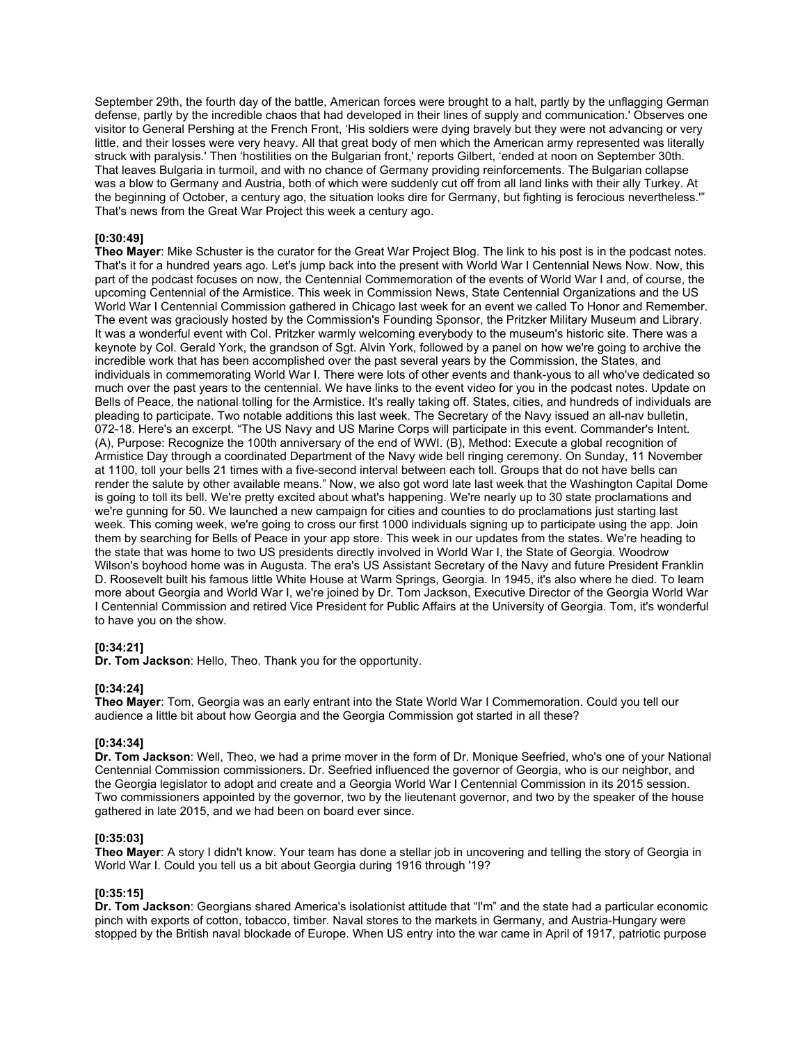September 29th, the fourth day of the battle, American forces were brought to a halt, partly by the unflagging German defense, partly by the incredible chaos that had developed in their lines of supply and communication.' Observes one visitor to General Pershing at the French Front, 'His soldiers were dying bravely but they were not advancing or very little, and their losses were very heavy. All that great body of men which the American army represented was literally struck with paralysis.' Then 'hostilities on the Bulgarian front,' reports Gilbert, 'ended at noon on September 30th. That leaves Bulgaria in turmoil, and with no chance of Germany providing reinforcements. The Bulgarian collapse was a blow to Germany and Austria, both of which were suddenly cut off from all land links with their ally Turkey. At the beginning of October, a century ago, the situation looks dire for Germany, but fighting is ferocious nevertheless.'" That's news from the Great War Project this week a century ago.

**[0:30:49]**
**Theo Mayer**: Mike Schuster is the curator for the Great War Project Blog. The link to his post is in the podcast notes. That's it for a hundred years ago. Let's jump back into the present with World War I Centennial News Now. Now, this part of the podcast focuses on now, the Centennial Commemoration of the events of World War I and, of course, the upcoming Centennial of the Armistice. This week in Commission News, State Centennial Organizations and the US World War I Centennial Commission gathered in Chicago last week for an event we called To Honor and Remember. The event was graciously hosted by the Commission's Founding Sponsor, the Pritzker Military Museum and Library. It was a wonderful event with Col. Pritzker warmly welcoming everybody to the museum's historic site. There was a keynote by Col. Gerald York, the grandson of Sgt. Alvin York, followed by a panel on how we're going to archive the incredible work that has been accomplished over the past several years by the Commission, the States, and individuals in commemorating World War I. There were lots of other events and thank-yous to all who've dedicated so much over the past years to the centennial. We have links to the event video for you in the podcast notes. Update on Bells of Peace, the national tolling for the Armistice. It's really taking off. States, cities, and hundreds of individuals are pleading to participate. Two notable additions this last week. The Secretary of the Navy issued an all-nav bulletin, 072-18. Here's an excerpt. "The US Navy and US Marine Corps will participate in this event. Commander's Intent. (A), Purpose: Recognize the 100th anniversary of the end of WWI. (B), Method: Execute a global recognition of Armistice Day through a coordinated Department of the Navy wide bell ringing ceremony. On Sunday, 11 November at 1100, toll your bells 21 times with a five-second interval between each toll. Groups that do not have bells can render the salute by other available means." Now, we also got word late last week that the Washington Capital Dome is going to toll its bell. We're pretty excited about what's happening. We're nearly up to 30 state proclamations and we're gunning for 50. We launched a new campaign for cities and counties to do proclamations just starting last week. This coming week, we're going to cross our first 1000 individuals signing up to participate using the app. Join them by searching for Bells of Peace in your app store. This week in our updates from the states. We're heading to the state that was home to two US presidents directly involved in World War I, the State of Georgia. Woodrow Wilson's boyhood home was in Augusta. The era's US Assistant Secretary of the Navy and future President Franklin D. Roosevelt built his famous little White House at Warm Springs, Georgia. In 1945, it's also where he died. To learn more about Georgia and World War I, we're joined by Dr. Tom Jackson, Executive Director of the Georgia World War I Centennial Commission and retired Vice President for Public Affairs at the University of Georgia. Tom, it's wonderful to have you on the show.

**[0:34:21]**
**Dr. Tom Jackson**: Hello, Theo. Thank you for the opportunity.

**[0:34:24]**
**Theo Mayer**: Tom, Georgia was an early entrant into the State World War I Commemoration. Could you tell our audience a little bit about how Georgia and the Georgia Commission got started in all these?

**[0:34:34]**
**Dr. Tom Jackson**: Well, Theo, we had a prime mover in the form of Dr. Monique Seefried, who's one of your National Centennial Commission commissioners. Dr. Seefried influenced the governor of Georgia, who is our neighbor, and the Georgia legislator to adopt and create and a Georgia World War I Centennial Commission in its 2015 session. Two commissioners appointed by the governor, two by the lieutenant governor, and two by the speaker of the house gathered in late 2015, and we had been on board ever since.

**[0:35:03]**
**Theo Mayer**: A story I didn't know. Your team has done a stellar job in uncovering and telling the story of Georgia in World War I. Could you tell us a bit about Georgia during 1916 through '19?

**[0:35:15]**
**Dr. Tom Jackson**: Georgians shared America's isolationist attitude that "I'm" and the state had a particular economic pinch with exports of cotton, tobacco, timber. Naval stores to the markets in Germany, and Austria-Hungary were stopped by the British naval blockade of Europe. When US entry into the war came in April of 1917, patriotic purpose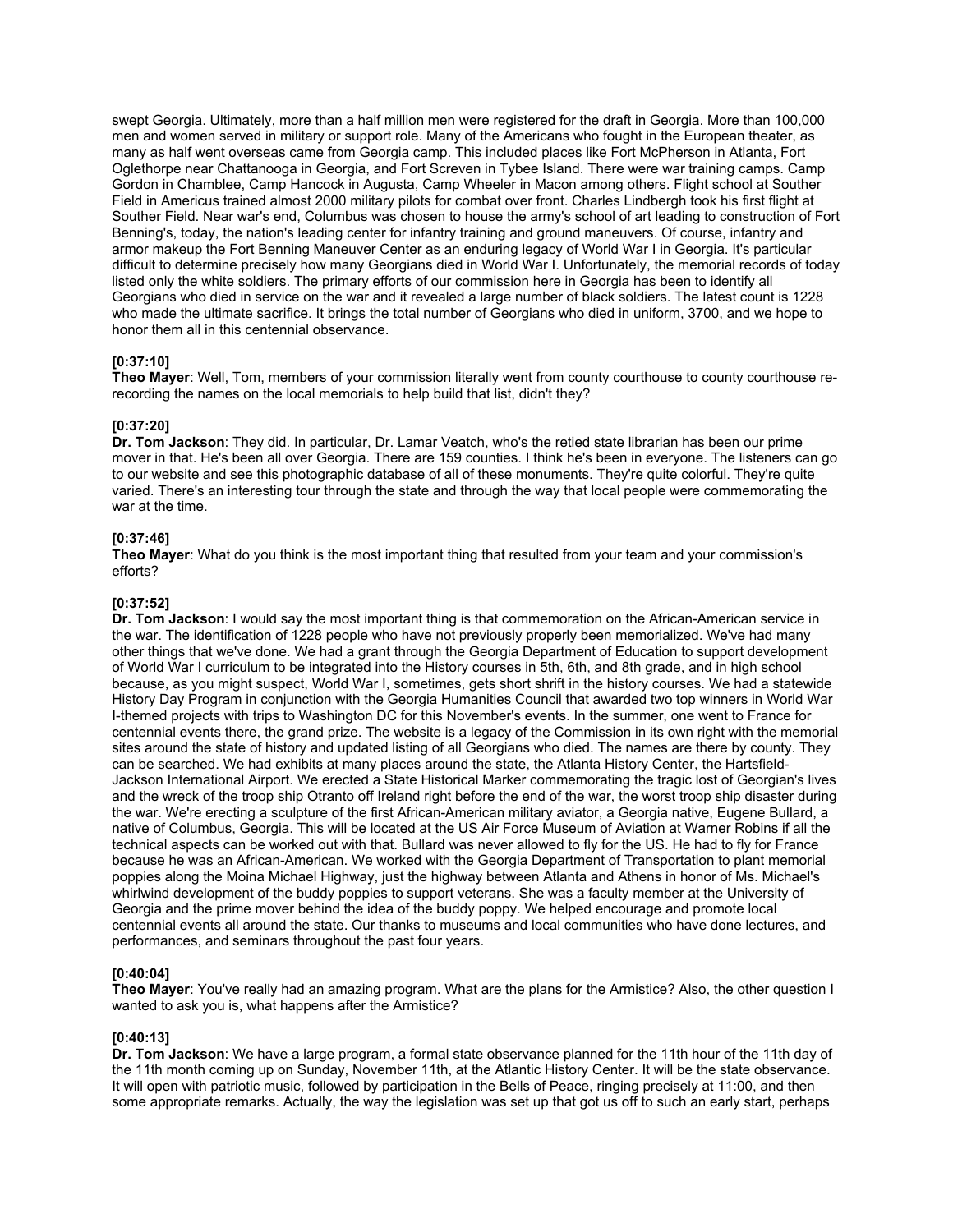swept Georgia. Ultimately, more than a half million men were registered for the draft in Georgia. More than 100,000 men and women served in military or support role. Many of the Americans who fought in the European theater, as many as half went overseas came from Georgia camp. This included places like Fort McPherson in Atlanta, Fort Oglethorpe near Chattanooga in Georgia, and Fort Screven in Tybee Island. There were war training camps. Camp Gordon in Chamblee, Camp Hancock in Augusta, Camp Wheeler in Macon among others. Flight school at Souther Field in Americus trained almost 2000 military pilots for combat over front. Charles Lindbergh took his first flight at Souther Field. Near war's end, Columbus was chosen to house the army's school of art leading to construction of Fort Benning's, today, the nation's leading center for infantry training and ground maneuvers. Of course, infantry and armor makeup the Fort Benning Maneuver Center as an enduring legacy of World War I in Georgia. It's particular difficult to determine precisely how many Georgians died in World War I. Unfortunately, the memorial records of today listed only the white soldiers. The primary efforts of our commission here in Georgia has been to identify all Georgians who died in service on the war and it revealed a large number of black soldiers. The latest count is 1228 who made the ultimate sacrifice. It brings the total number of Georgians who died in uniform, 3700, and we hope to honor them all in this centennial observance.

**[0:37:10]**
**Theo Mayer**: Well, Tom, members of your commission literally went from county courthouse to county courthouse re-recording the names on the local memorials to help build that list, didn't they?

**[0:37:20]**
**Dr. Tom Jackson**: They did. In particular, Dr. Lamar Veatch, who's the retied state librarian has been our prime mover in that. He's been all over Georgia. There are 159 counties. I think he's been in everyone. The listeners can go to our website and see this photographic database of all of these monuments. They're quite colorful. They're quite varied. There's an interesting tour through the state and through the way that local people were commemorating the war at the time.

**[0:37:46]**
**Theo Mayer**: What do you think is the most important thing that resulted from your team and your commission's efforts?

**[0:37:52]**
**Dr. Tom Jackson**: I would say the most important thing is that commemoration on the African-American service in the war. The identification of 1228 people who have not previously properly been memorialized. We've had many other things that we've done. We had a grant through the Georgia Department of Education to support development of World War I curriculum to be integrated into the History courses in 5th, 6th, and 8th grade, and in high school because, as you might suspect, World War I, sometimes, gets short shrift in the history courses. We had a statewide History Day Program in conjunction with the Georgia Humanities Council that awarded two top winners in World War I-themed projects with trips to Washington DC for this November's events. In the summer, one went to France for centennial events there, the grand prize. The website is a legacy of the Commission in its own right with the memorial sites around the state of history and updated listing of all Georgians who died. The names are there by county. They can be searched. We had exhibits at many places around the state, the Atlanta History Center, the Hartsfield-Jackson International Airport. We erected a State Historical Marker commemorating the tragic lost of Georgian's lives and the wreck of the troop ship Otranto off Ireland right before the end of the war, the worst troop ship disaster during the war. We're erecting a sculpture of the first African-American military aviator, a Georgia native, Eugene Bullard, a native of Columbus, Georgia. This will be located at the US Air Force Museum of Aviation at Warner Robins if all the technical aspects can be worked out with that. Bullard was never allowed to fly for the US. He had to fly for France because he was an African-American. We worked with the Georgia Department of Transportation to plant memorial poppies along the Moina Michael Highway, just the highway between Atlanta and Athens in honor of Ms. Michael's whirlwind development of the buddy poppies to support veterans. She was a faculty member at the University of Georgia and the prime mover behind the idea of the buddy poppy. We helped encourage and promote local centennial events all around the state. Our thanks to museums and local communities who have done lectures, and performances, and seminars throughout the past four years.

**[0:40:04]**
**Theo Mayer**: You've really had an amazing program. What are the plans for the Armistice? Also, the other question I wanted to ask you is, what happens after the Armistice?

**[0:40:13]**
**Dr. Tom Jackson**: We have a large program, a formal state observance planned for the 11th hour of the 11th day of the 11th month coming up on Sunday, November 11th, at the Atlantic History Center. It will be the state observance. It will open with patriotic music, followed by participation in the Bells of Peace, ringing precisely at 11:00, and then some appropriate remarks. Actually, the way the legislation was set up that got us off to such an early start, perhaps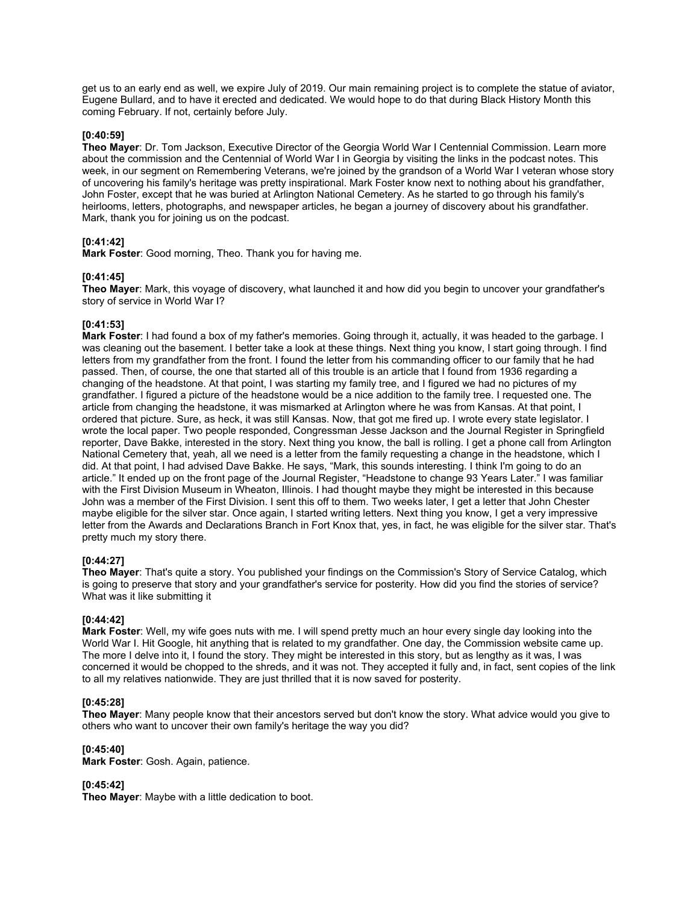get us to an early end as well, we expire July of 2019. Our main remaining project is to complete the statue of aviator, Eugene Bullard, and to have it erected and dedicated. We would hope to do that during Black History Month this coming February. If not, certainly before July.

**[0:40:59]**
**Theo Mayer**: Dr. Tom Jackson, Executive Director of the Georgia World War I Centennial Commission. Learn more about the commission and the Centennial of World War I in Georgia by visiting the links in the podcast notes. This week, in our segment on Remembering Veterans, we're joined by the grandson of a World War I veteran whose story of uncovering his family's heritage was pretty inspirational. Mark Foster know next to nothing about his grandfather, John Foster, except that he was buried at Arlington National Cemetery. As he started to go through his family's heirlooms, letters, photographs, and newspaper articles, he began a journey of discovery about his grandfather. Mark, thank you for joining us on the podcast.

**[0:41:42]**
**Mark Foster**: Good morning, Theo. Thank you for having me.

**[0:41:45]**
**Theo Mayer**: Mark, this voyage of discovery, what launched it and how did you begin to uncover your grandfather's story of service in World War I?

**[0:41:53]**
**Mark Foster**: I had found a box of my father's memories. Going through it, actually, it was headed to the garbage. I was cleaning out the basement. I better take a look at these things. Next thing you know, I start going through. I find letters from my grandfather from the front. I found the letter from his commanding officer to our family that he had passed. Then, of course, the one that started all of this trouble is an article that I found from 1936 regarding a changing of the headstone. At that point, I was starting my family tree, and I figured we had no pictures of my grandfather. I figured a picture of the headstone would be a nice addition to the family tree. I requested one. The article from changing the headstone, it was mismarked at Arlington where he was from Kansas. At that point, I ordered that picture. Sure, as heck, it was still Kansas. Now, that got me fired up. I wrote every state legislator. I wrote the local paper. Two people responded, Congressman Jesse Jackson and the Journal Register in Springfield reporter, Dave Bakke, interested in the story. Next thing you know, the ball is rolling. I get a phone call from Arlington National Cemetery that, yeah, all we need is a letter from the family requesting a change in the headstone, which I did. At that point, I had advised Dave Bakke. He says, "Mark, this sounds interesting. I think I'm going to do an article." It ended up on the front page of the Journal Register, "Headstone to change 93 Years Later." I was familiar with the First Division Museum in Wheaton, Illinois. I had thought maybe they might be interested in this because John was a member of the First Division. I sent this off to them. Two weeks later, I get a letter that John Chester maybe eligible for the silver star. Once again, I started writing letters. Next thing you know, I get a very impressive letter from the Awards and Declarations Branch in Fort Knox that, yes, in fact, he was eligible for the silver star. That's pretty much my story there.

**[0:44:27]**
**Theo Mayer**: That's quite a story. You published your findings on the Commission's Story of Service Catalog, which is going to preserve that story and your grandfather's service for posterity. How did you find the stories of service? What was it like submitting it

**[0:44:42]**
**Mark Foster**: Well, my wife goes nuts with me. I will spend pretty much an hour every single day looking into the World War I. Hit Google, hit anything that is related to my grandfather. One day, the Commission website came up. The more I delve into it, I found the story. They might be interested in this story, but as lengthy as it was, I was concerned it would be chopped to the shreds, and it was not. They accepted it fully and, in fact, sent copies of the link to all my relatives nationwide. They are just thrilled that it is now saved for posterity.

**[0:45:28]**
**Theo Mayer**: Many people know that their ancestors served but don't know the story. What advice would you give to others who want to uncover their own family's heritage the way you did?

**[0:45:40]**
**Mark Foster**: Gosh. Again, patience.

**[0:45:42]**
**Theo Mayer**: Maybe with a little dedication to boot.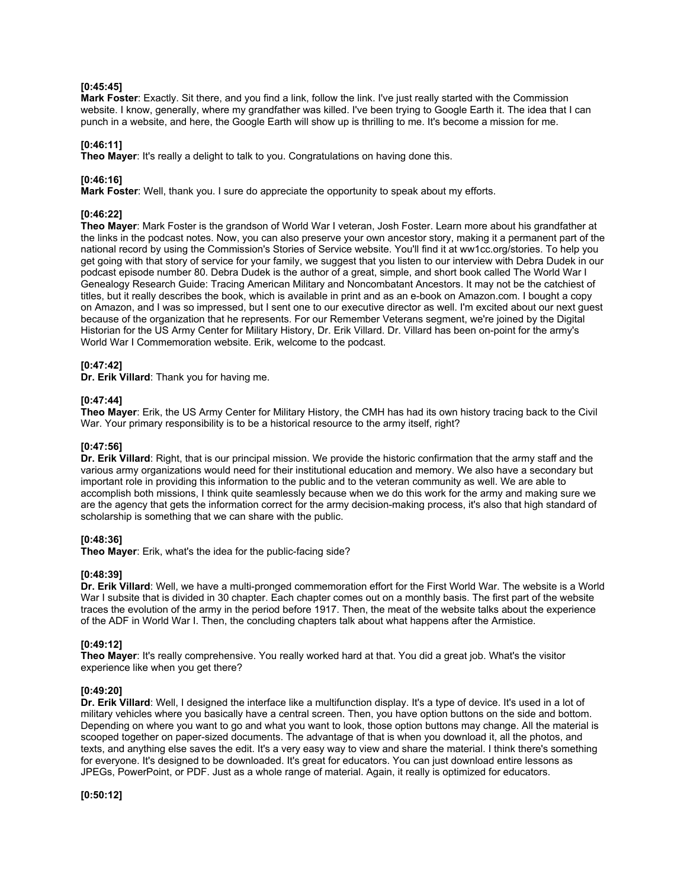**[0:45:45]**
**Mark Foster**: Exactly. Sit there, and you find a link, follow the link. I've just really started with the Commission website. I know, generally, where my grandfather was killed. I've been trying to Google Earth it. The idea that I can punch in a website, and here, the Google Earth will show up is thrilling to me. It's become a mission for me.

**[0:46:11]**
**Theo Mayer**: It's really a delight to talk to you. Congratulations on having done this.

**[0:46:16]**
**Mark Foster**: Well, thank you. I sure do appreciate the opportunity to speak about my efforts.

**[0:46:22]**
**Theo Mayer**: Mark Foster is the grandson of World War I veteran, Josh Foster. Learn more about his grandfather at the links in the podcast notes. Now, you can also preserve your own ancestor story, making it a permanent part of the national record by using the Commission's Stories of Service website. You'll find it at ww1cc.org/stories. To help you get going with that story of service for your family, we suggest that you listen to our interview with Debra Dudek in our podcast episode number 80. Debra Dudek is the author of a great, simple, and short book called The World War I Genealogy Research Guide: Tracing American Military and Noncombatant Ancestors. It may not be the catchiest of titles, but it really describes the book, which is available in print and as an e-book on Amazon.com. I bought a copy on Amazon, and I was so impressed, but I sent one to our executive director as well. I'm excited about our next guest because of the organization that he represents. For our Remember Veterans segment, we're joined by the Digital Historian for the US Army Center for Military History, Dr. Erik Villard. Dr. Villard has been on-point for the army's World War I Commemoration website. Erik, welcome to the podcast.

**[0:47:42]**
**Dr. Erik Villard**: Thank you for having me.

**[0:47:44]**
**Theo Mayer**: Erik, the US Army Center for Military History, the CMH has had its own history tracing back to the Civil War. Your primary responsibility is to be a historical resource to the army itself, right?

**[0:47:56]**
**Dr. Erik Villard**: Right, that is our principal mission. We provide the historic confirmation that the army staff and the various army organizations would need for their institutional education and memory. We also have a secondary but important role in providing this information to the public and to the veteran community as well. We are able to accomplish both missions, I think quite seamlessly because when we do this work for the army and making sure we are the agency that gets the information correct for the army decision-making process, it's also that high standard of scholarship is something that we can share with the public.

**[0:48:36]**
**Theo Mayer**: Erik, what's the idea for the public-facing side?

**[0:48:39]**
**Dr. Erik Villard**: Well, we have a multi-pronged commemoration effort for the First World War. The website is a World War I subsite that is divided in 30 chapter. Each chapter comes out on a monthly basis. The first part of the website traces the evolution of the army in the period before 1917. Then, the meat of the website talks about the experience of the ADF in World War I. Then, the concluding chapters talk about what happens after the Armistice.

**[0:49:12]**
**Theo Mayer**: It's really comprehensive. You really worked hard at that. You did a great job. What's the visitor experience like when you get there?

**[0:49:20]**
**Dr. Erik Villard**: Well, I designed the interface like a multifunction display. It's a type of device. It's used in a lot of military vehicles where you basically have a central screen. Then, you have option buttons on the side and bottom. Depending on where you want to go and what you want to look, those option buttons may change. All the material is scooped together on paper-sized documents. The advantage of that is when you download it, all the photos, and texts, and anything else saves the edit. It's a very easy way to view and share the material. I think there's something for everyone. It's designed to be downloaded. It's great for educators. You can just download entire lessons as JPEGs, PowerPoint, or PDF. Just as a whole range of material. Again, it really is optimized for educators.

**[0:50:12]**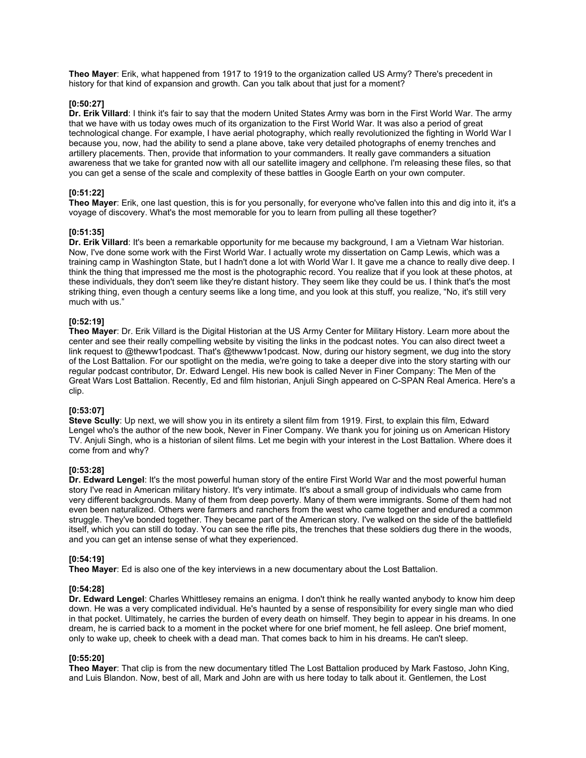**Theo Mayer**: Erik, what happened from 1917 to 1919 to the organization called US Army? There's precedent in history for that kind of expansion and growth. Can you talk about that just for a moment?

**[0:50:27]**
**Dr. Erik Villard**: I think it's fair to say that the modern United States Army was born in the First World War. The army that we have with us today owes much of its organization to the First World War. It was also a period of great technological change. For example, I have aerial photography, which really revolutionized the fighting in World War I because you, now, had the ability to send a plane above, take very detailed photographs of enemy trenches and artillery placements. Then, provide that information to your commanders. It really gave commanders a situation awareness that we take for granted now with all our satellite imagery and cellphone. I'm releasing these files, so that you can get a sense of the scale and complexity of these battles in Google Earth on your own computer.

**[0:51:22]**
**Theo Mayer**: Erik, one last question, this is for you personally, for everyone who've fallen into this and dig into it, it's a voyage of discovery. What's the most memorable for you to learn from pulling all these together?

**[0:51:35]**
**Dr. Erik Villard**: It's been a remarkable opportunity for me because my background, I am a Vietnam War historian. Now, I've done some work with the First World War. I actually wrote my dissertation on Camp Lewis, which was a training camp in Washington State, but I hadn't done a lot with World War I. It gave me a chance to really dive deep. I think the thing that impressed me the most is the photographic record. You realize that if you look at these photos, at these individuals, they don't seem like they're distant history. They seem like they could be us. I think that's the most striking thing, even though a century seems like a long time, and you look at this stuff, you realize, "No, it's still very much with us."

**[0:52:19]**
**Theo Mayer**: Dr. Erik Villard is the Digital Historian at the US Army Center for Military History. Learn more about the center and see their really compelling website by visiting the links in the podcast notes. You can also direct tweet a link request to @theww1podcast. That's @thewww1podcast. Now, during our history segment, we dug into the story of the Lost Battalion. For our spotlight on the media, we're going to take a deeper dive into the story starting with our regular podcast contributor, Dr. Edward Lengel. His new book is called Never in Finer Company: The Men of the Great Wars Lost Battalion. Recently, Ed and film historian, Anjuli Singh appeared on C-SPAN Real America. Here's a clip.

**[0:53:07]**
**Steve Scully**: Up next, we will show you in its entirety a silent film from 1919. First, to explain this film, Edward Lengel who's the author of the new book, Never in Finer Company. We thank you for joining us on American History TV. Anjuli Singh, who is a historian of silent films. Let me begin with your interest in the Lost Battalion. Where does it come from and why?

**[0:53:28]**
**Dr. Edward Lengel**: It's the most powerful human story of the entire First World War and the most powerful human story I've read in American military history. It's very intimate. It's about a small group of individuals who came from very different backgrounds. Many of them from deep poverty. Many of them were immigrants. Some of them had not even been naturalized. Others were farmers and ranchers from the west who came together and endured a common struggle. They've bonded together. They became part of the American story. I've walked on the side of the battlefield itself, which you can still do today. You can see the rifle pits, the trenches that these soldiers dug there in the woods, and you can get an intense sense of what they experienced.

**[0:54:19]**
**Theo Mayer**: Ed is also one of the key interviews in a new documentary about the Lost Battalion.

**[0:54:28]**
**Dr. Edward Lengel**: Charles Whittlesey remains an enigma. I don't think he really wanted anybody to know him deep down. He was a very complicated individual. He's haunted by a sense of responsibility for every single man who died in that pocket. Ultimately, he carries the burden of every death on himself. They begin to appear in his dreams. In one dream, he is carried back to a moment in the pocket where for one brief moment, he fell asleep. One brief moment, only to wake up, cheek to cheek with a dead man. That comes back to him in his dreams. He can't sleep.

**[0:55:20]**
**Theo Mayer**: That clip is from the new documentary titled The Lost Battalion produced by Mark Fastoso, John King, and Luis Blandon. Now, best of all, Mark and John are with us here today to talk about it. Gentlemen, the Lost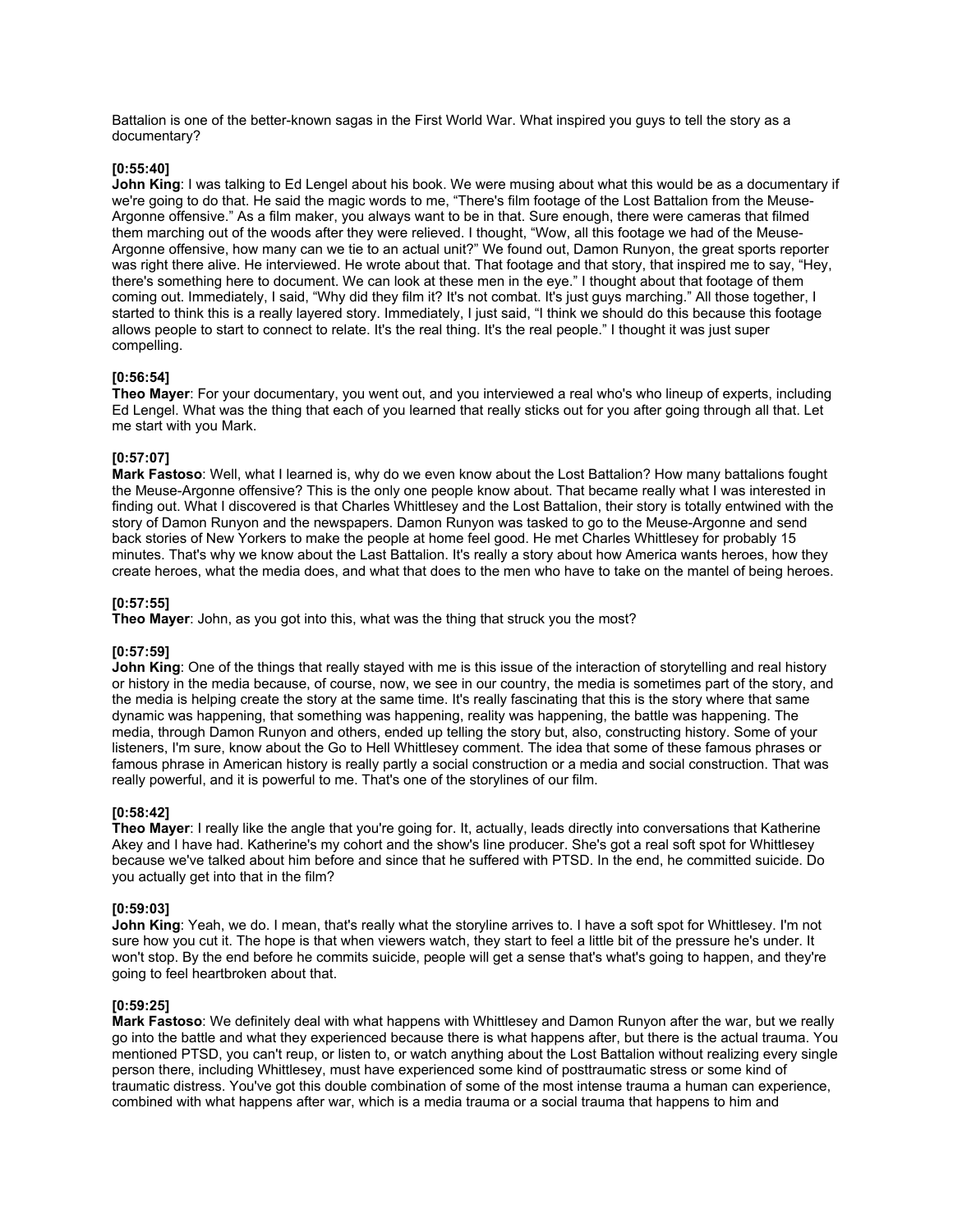Battalion is one of the better-known sagas in the First World War. What inspired you guys to tell the story as a documentary?

**[0:55:40]**
**John King**: I was talking to Ed Lengel about his book. We were musing about what this would be as a documentary if we're going to do that. He said the magic words to me, "There's film footage of the Lost Battalion from the Meuse-Argonne offensive." As a film maker, you always want to be in that. Sure enough, there were cameras that filmed them marching out of the woods after they were relieved. I thought, "Wow, all this footage we had of the Meuse-Argonne offensive, how many can we tie to an actual unit?" We found out, Damon Runyon, the great sports reporter was right there alive. He interviewed. He wrote about that. That footage and that story, that inspired me to say, "Hey, there's something here to document. We can look at these men in the eye." I thought about that footage of them coming out. Immediately, I said, "Why did they film it? It's not combat. It's just guys marching." All those together, I started to think this is a really layered story. Immediately, I just said, "I think we should do this because this footage allows people to start to connect to relate. It's the real thing. It's the real people." I thought it was just super compelling.

**[0:56:54]**
**Theo Mayer**: For your documentary, you went out, and you interviewed a real who's who lineup of experts, including Ed Lengel. What was the thing that each of you learned that really sticks out for you after going through all that. Let me start with you Mark.

**[0:57:07]**
**Mark Fastoso**: Well, what I learned is, why do we even know about the Lost Battalion? How many battalions fought the Meuse-Argonne offensive? This is the only one people know about. That became really what I was interested in finding out. What I discovered is that Charles Whittlesey and the Lost Battalion, their story is totally entwined with the story of Damon Runyon and the newspapers. Damon Runyon was tasked to go to the Meuse-Argonne and send back stories of New Yorkers to make the people at home feel good. He met Charles Whittlesey for probably 15 minutes. That's why we know about the Last Battalion. It's really a story about how America wants heroes, how they create heroes, what the media does, and what that does to the men who have to take on the mantel of being heroes.

**[0:57:55]**
**Theo Mayer**: John, as you got into this, what was the thing that struck you the most?

**[0:57:59]**
**John King**: One of the things that really stayed with me is this issue of the interaction of storytelling and real history or history in the media because, of course, now, we see in our country, the media is sometimes part of the story, and the media is helping create the story at the same time. It's really fascinating that this is the story where that same dynamic was happening, that something was happening, reality was happening, the battle was happening. The media, through Damon Runyon and others, ended up telling the story but, also, constructing history. Some of your listeners, I'm sure, know about the Go to Hell Whittlesey comment. The idea that some of these famous phrases or famous phrase in American history is really partly a social construction or a media and social construction. That was really powerful, and it is powerful to me. That's one of the storylines of our film.

**[0:58:42]**
**Theo Mayer**: I really like the angle that you're going for. It, actually, leads directly into conversations that Katherine Akey and I have had. Katherine's my cohort and the show's line producer. She's got a real soft spot for Whittlesey because we've talked about him before and since that he suffered with PTSD. In the end, he committed suicide. Do you actually get into that in the film?

**[0:59:03]**
**John King**: Yeah, we do. I mean, that's really what the storyline arrives to. I have a soft spot for Whittlesey. I'm not sure how you cut it. The hope is that when viewers watch, they start to feel a little bit of the pressure he's under. It won't stop. By the end before he commits suicide, people will get a sense that's what's going to happen, and they're going to feel heartbroken about that.

**[0:59:25]**
**Mark Fastoso**: We definitely deal with what happens with Whittlesey and Damon Runyon after the war, but we really go into the battle and what they experienced because there is what happens after, but there is the actual trauma. You mentioned PTSD, you can't reup, or listen to, or watch anything about the Lost Battalion without realizing every single person there, including Whittlesey, must have experienced some kind of posttraumatic stress or some kind of traumatic distress. You've got this double combination of some of the most intense trauma a human can experience, combined with what happens after war, which is a media trauma or a social trauma that happens to him and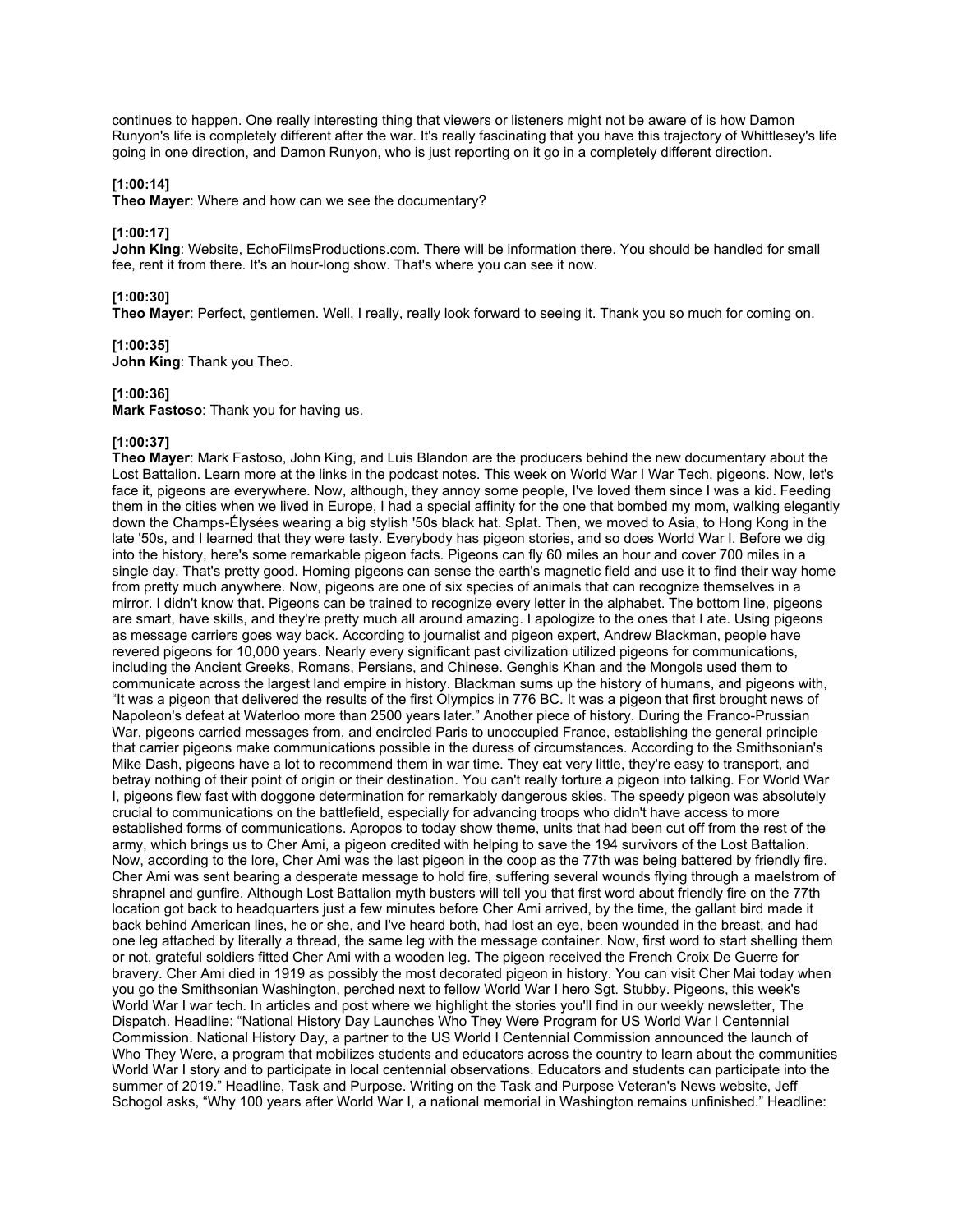continues to happen. One really interesting thing that viewers or listeners might not be aware of is how Damon Runyon's life is completely different after the war. It's really fascinating that you have this trajectory of Whittlesey's life going in one direction, and Damon Runyon, who is just reporting on it go in a completely different direction.

**[1:00:14]**
**Theo Mayer**: Where and how can we see the documentary?

**[1:00:17]**
**John King**: Website, EchoFilmsProductions.com. There will be information there. You should be handled for small fee, rent it from there. It's an hour-long show. That's where you can see it now.

**[1:00:30]**
**Theo Mayer**: Perfect, gentlemen. Well, I really, really look forward to seeing it. Thank you so much for coming on.

**[1:00:35]**
**John King**: Thank you Theo.

**[1:00:36]**
**Mark Fastoso**: Thank you for having us.

**[1:00:37]**
**Theo Mayer**: Mark Fastoso, John King, and Luis Blandon are the producers behind the new documentary about the Lost Battalion. Learn more at the links in the podcast notes. This week on World War I War Tech, pigeons. Now, let's face it, pigeons are everywhere. Now, although, they annoy some people, I've loved them since I was a kid. Feeding them in the cities when we lived in Europe, I had a special affinity for the one that bombed my mom, walking elegantly down the Champs-Élysées wearing a big stylish '50s black hat. Splat. Then, we moved to Asia, to Hong Kong in the late '50s, and I learned that they were tasty. Everybody has pigeon stories, and so does World War I. Before we dig into the history, here's some remarkable pigeon facts. Pigeons can fly 60 miles an hour and cover 700 miles in a single day. That's pretty good. Homing pigeons can sense the earth's magnetic field and use it to find their way home from pretty much anywhere. Now, pigeons are one of six species of animals that can recognize themselves in a mirror. I didn't know that. Pigeons can be trained to recognize every letter in the alphabet. The bottom line, pigeons are smart, have skills, and they're pretty much all around amazing. I apologize to the ones that I ate. Using pigeons as message carriers goes way back. According to journalist and pigeon expert, Andrew Blackman, people have revered pigeons for 10,000 years. Nearly every significant past civilization utilized pigeons for communications, including the Ancient Greeks, Romans, Persians, and Chinese. Genghis Khan and the Mongols used them to communicate across the largest land empire in history. Blackman sums up the history of humans, and pigeons with, "It was a pigeon that delivered the results of the first Olympics in 776 BC. It was a pigeon that first brought news of Napoleon's defeat at Waterloo more than 2500 years later." Another piece of history. During the Franco-Prussian War, pigeons carried messages from, and encircled Paris to unoccupied France, establishing the general principle that carrier pigeons make communications possible in the duress of circumstances. According to the Smithsonian's Mike Dash, pigeons have a lot to recommend them in war time. They eat very little, they're easy to transport, and betray nothing of their point of origin or their destination. You can't really torture a pigeon into talking. For World War I, pigeons flew fast with doggone determination for remarkably dangerous skies. The speedy pigeon was absolutely crucial to communications on the battlefield, especially for advancing troops who didn't have access to more established forms of communications. Apropos to today show theme, units that had been cut off from the rest of the army, which brings us to Cher Ami, a pigeon credited with helping to save the 194 survivors of the Lost Battalion. Now, according to the lore, Cher Ami was the last pigeon in the coop as the 77th was being battered by friendly fire. Cher Ami was sent bearing a desperate message to hold fire, suffering several wounds flying through a maelstrom of shrapnel and gunfire. Although Lost Battalion myth busters will tell you that first word about friendly fire on the 77th location got back to headquarters just a few minutes before Cher Ami arrived, by the time, the gallant bird made it back behind American lines, he or she, and I've heard both, had lost an eye, been wounded in the breast, and had one leg attached by literally a thread, the same leg with the message container. Now, first word to start shelling them or not, grateful soldiers fitted Cher Ami with a wooden leg. The pigeon received the French Croix De Guerre for bravery. Cher Ami died in 1919 as possibly the most decorated pigeon in history. You can visit Cher Mai today when you go the Smithsonian Washington, perched next to fellow World War I hero Sgt. Stubby. Pigeons, this week's World War I war tech. In articles and post where we highlight the stories you'll find in our weekly newsletter, The Dispatch. Headline: "National History Day Launches Who They Were Program for US World War I Centennial Commission. National History Day, a partner to the US World I Centennial Commission announced the launch of Who They Were, a program that mobilizes students and educators across the country to learn about the communities World War I story and to participate in local centennial observations. Educators and students can participate into the summer of 2019." Headline, Task and Purpose. Writing on the Task and Purpose Veteran's News website, Jeff Schogol asks, "Why 100 years after World War I, a national memorial in Washington remains unfinished." Headline: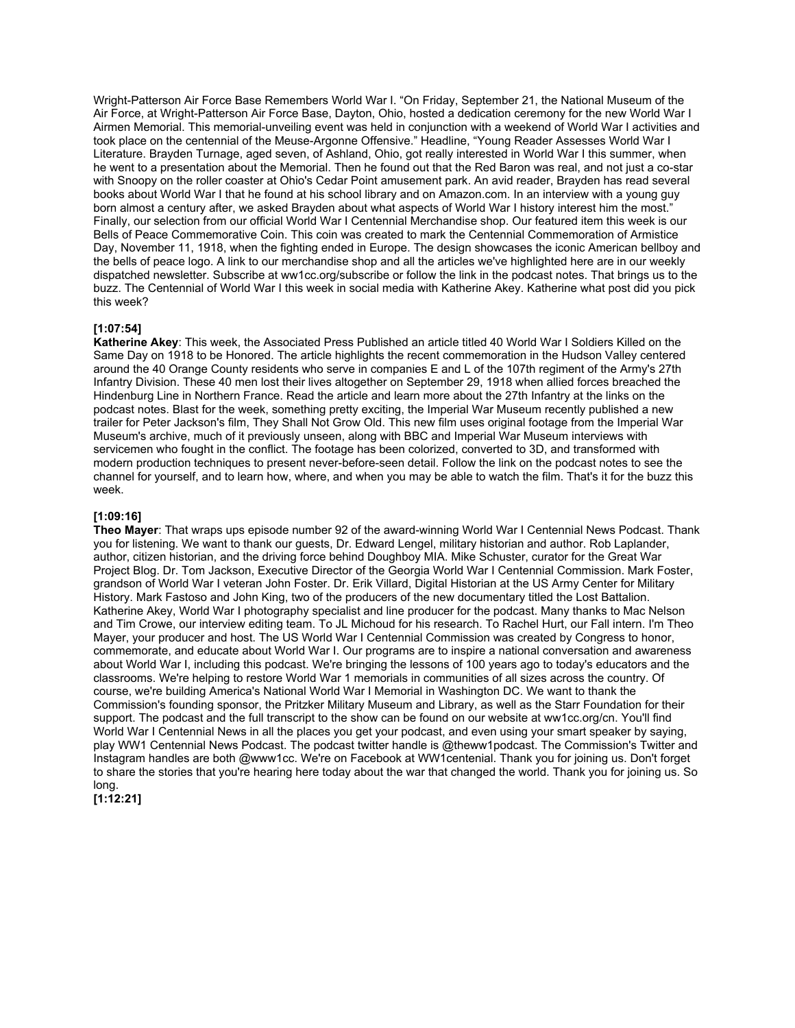Wright-Patterson Air Force Base Remembers World War I. "On Friday, September 21, the National Museum of the Air Force, at Wright-Patterson Air Force Base, Dayton, Ohio, hosted a dedication ceremony for the new World War I Airmen Memorial. This memorial-unveiling event was held in conjunction with a weekend of World War I activities and took place on the centennial of the Meuse-Argonne Offensive." Headline, "Young Reader Assesses World War I Literature. Brayden Turnage, aged seven, of Ashland, Ohio, got really interested in World War I this summer, when he went to a presentation about the Memorial. Then he found out that the Red Baron was real, and not just a co-star with Snoopy on the roller coaster at Ohio's Cedar Point amusement park. An avid reader, Brayden has read several books about World War I that he found at his school library and on Amazon.com. In an interview with a young guy born almost a century after, we asked Brayden about what aspects of World War I history interest him the most." Finally, our selection from our official World War I Centennial Merchandise shop. Our featured item this week is our Bells of Peace Commemorative Coin. This coin was created to mark the Centennial Commemoration of Armistice Day, November 11, 1918, when the fighting ended in Europe. The design showcases the iconic American bellboy and the bells of peace logo. A link to our merchandise shop and all the articles we've highlighted here are in our weekly dispatched newsletter. Subscribe at ww1cc.org/subscribe or follow the link in the podcast notes. That brings us to the buzz. The Centennial of World War I this week in social media with Katherine Akey. Katherine what post did you pick this week?

**[1:07:54]**
**Katherine Akey**: This week, the Associated Press Published an article titled 40 World War I Soldiers Killed on the Same Day on 1918 to be Honored. The article highlights the recent commemoration in the Hudson Valley centered around the 40 Orange County residents who serve in companies E and L of the 107th regiment of the Army's 27th Infantry Division. These 40 men lost their lives altogether on September 29, 1918 when allied forces breached the Hindenburg Line in Northern France. Read the article and learn more about the 27th Infantry at the links on the podcast notes. Blast for the week, something pretty exciting, the Imperial War Museum recently published a new trailer for Peter Jackson's film, They Shall Not Grow Old. This new film uses original footage from the Imperial War Museum's archive, much of it previously unseen, along with BBC and Imperial War Museum interviews with servicemen who fought in the conflict. The footage has been colorized, converted to 3D, and transformed with modern production techniques to present never-before-seen detail. Follow the link on the podcast notes to see the channel for yourself, and to learn how, where, and when you may be able to watch the film. That's it for the buzz this week.

**[1:09:16]**
**Theo Mayer**: That wraps ups episode number 92 of the award-winning World War I Centennial News Podcast. Thank you for listening. We want to thank our guests, Dr. Edward Lengel, military historian and author. Rob Laplander, author, citizen historian, and the driving force behind Doughboy MIA. Mike Schuster, curator for the Great War Project Blog. Dr. Tom Jackson, Executive Director of the Georgia World War I Centennial Commission. Mark Foster, grandson of World War I veteran John Foster. Dr. Erik Villard, Digital Historian at the US Army Center for Military History. Mark Fastoso and John King, two of the producers of the new documentary titled the Lost Battalion. Katherine Akey, World War I photography specialist and line producer for the podcast. Many thanks to Mac Nelson and Tim Crowe, our interview editing team. To JL Michoud for his research. To Rachel Hurt, our Fall intern. I'm Theo Mayer, your producer and host. The US World War I Centennial Commission was created by Congress to honor, commemorate, and educate about World War I. Our programs are to inspire a national conversation and awareness about World War I, including this podcast. We're bringing the lessons of 100 years ago to today's educators and the classrooms. We're helping to restore World War 1 memorials in communities of all sizes across the country. Of course, we're building America's National World War I Memorial in Washington DC. We want to thank the Commission's founding sponsor, the Pritzker Military Museum and Library, as well as the Starr Foundation for their support. The podcast and the full transcript to the show can be found on our website at ww1cc.org/cn. You'll find World War I Centennial News in all the places you get your podcast, and even using your smart speaker by saying, play WW1 Centennial News Podcast. The podcast twitter handle is @theww1podcast. The Commission's Twitter and Instagram handles are both @www1cc. We're on Facebook at WW1centenial. Thank you for joining us. Don't forget to share the stories that you're hearing here today about the war that changed the world. Thank you for joining us. So long.
**[1:12:21]**